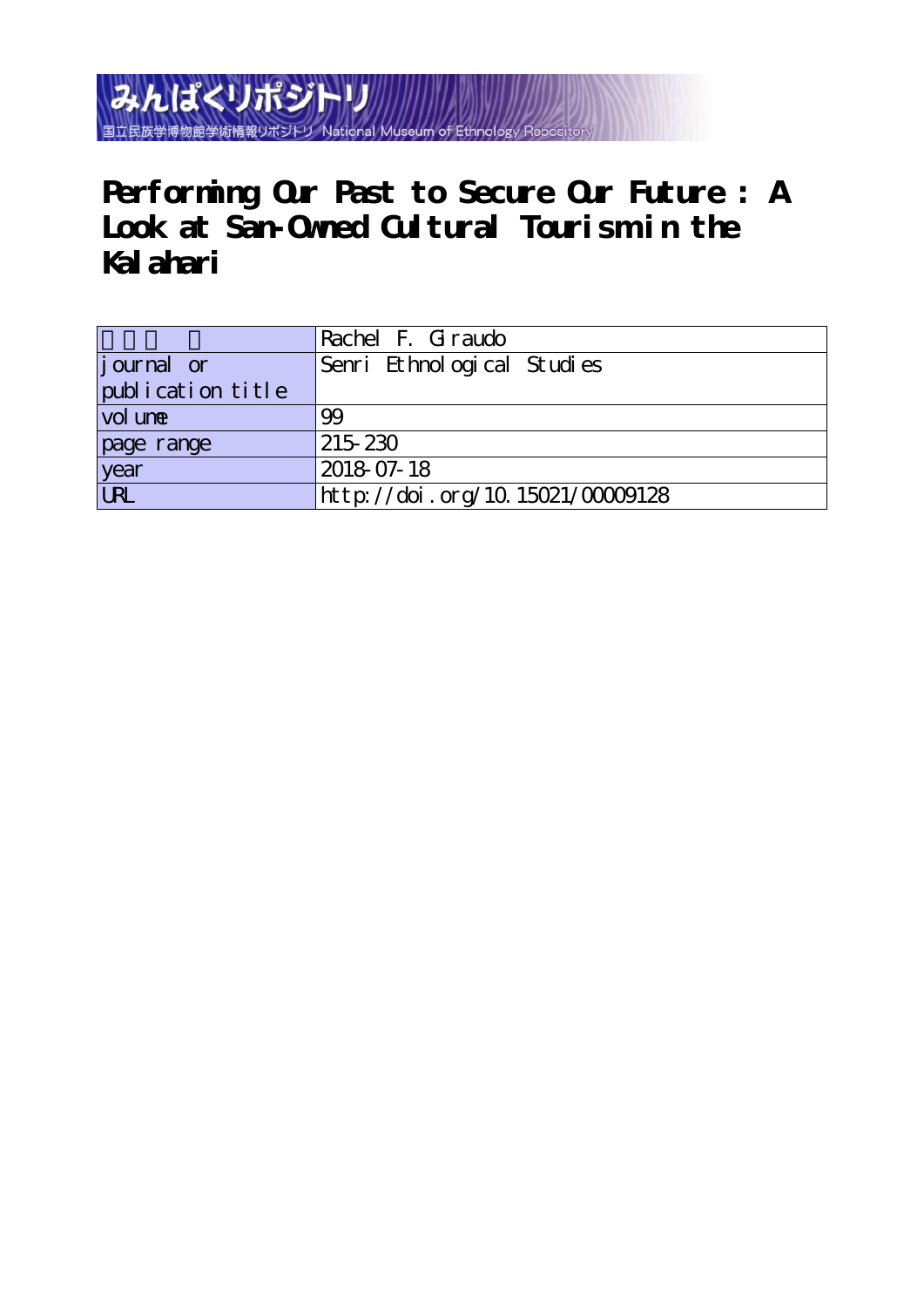みんぱくリポジトリ
国立民族学博物館学術情報リポジトリ National Museum of Ethnology Repository

# Performing Our Past to Secure Our Future : A Look at San-Owned Cultural Tourism in the Kalahari

| | |
|---|---|
| 著者（英） | Rachel F. Giraudo |
| journal or publication title | Senri Ethnological Studies |
| volume | 99 |
| page range | 215-230 |
| year | 2018-07-18 |
| URL | http://doi.org/10.15021/00009128 |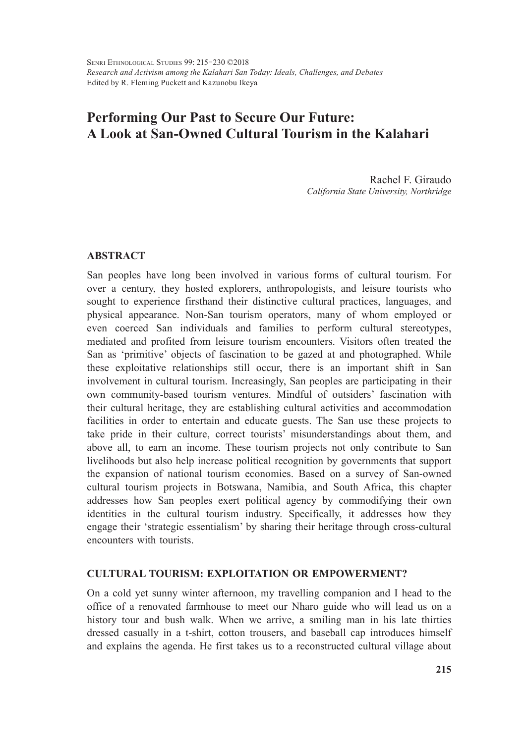# Performing Our Past to Secure Our Future: A Look at San-Owned Cultural Tourism in the Kalahari

Rachel F. Giraudo
*California State University, Northridge*

## ABSTRACT

San peoples have long been involved in various forms of cultural tourism. For over a century, they hosted explorers, anthropologists, and leisure tourists who sought to experience firsthand their distinctive cultural practices, languages, and physical appearance. Non-San tourism operators, many of whom employed or even coerced San individuals and families to perform cultural stereotypes, mediated and profited from leisure tourism encounters. Visitors often treated the San as 'primitive' objects of fascination to be gazed at and photographed. While these exploitative relationships still occur, there is an important shift in San involvement in cultural tourism. Increasingly, San peoples are participating in their own community-based tourism ventures. Mindful of outsiders' fascination with their cultural heritage, they are establishing cultural activities and accommodation facilities in order to entertain and educate guests. The San use these projects to take pride in their culture, correct tourists' misunderstandings about them, and above all, to earn an income. These tourism projects not only contribute to San livelihoods but also help increase political recognition by governments that support the expansion of national tourism economies. Based on a survey of San-owned cultural tourism projects in Botswana, Namibia, and South Africa, this chapter addresses how San peoples exert political agency by commodifying their own identities in the cultural tourism industry. Specifically, it addresses how they engage their 'strategic essentialism' by sharing their heritage through cross-cultural encounters with tourists.

## CULTURAL TOURISM: EXPLOITATION OR EMPOWERMENT?

On a cold yet sunny winter afternoon, my travelling companion and I head to the office of a renovated farmhouse to meet our Nharo guide who will lead us on a history tour and bush walk. When we arrive, a smiling man in his late thirties dressed casually in a t-shirt, cotton trousers, and baseball cap introduces himself and explains the agenda. He first takes us to a reconstructed cultural village about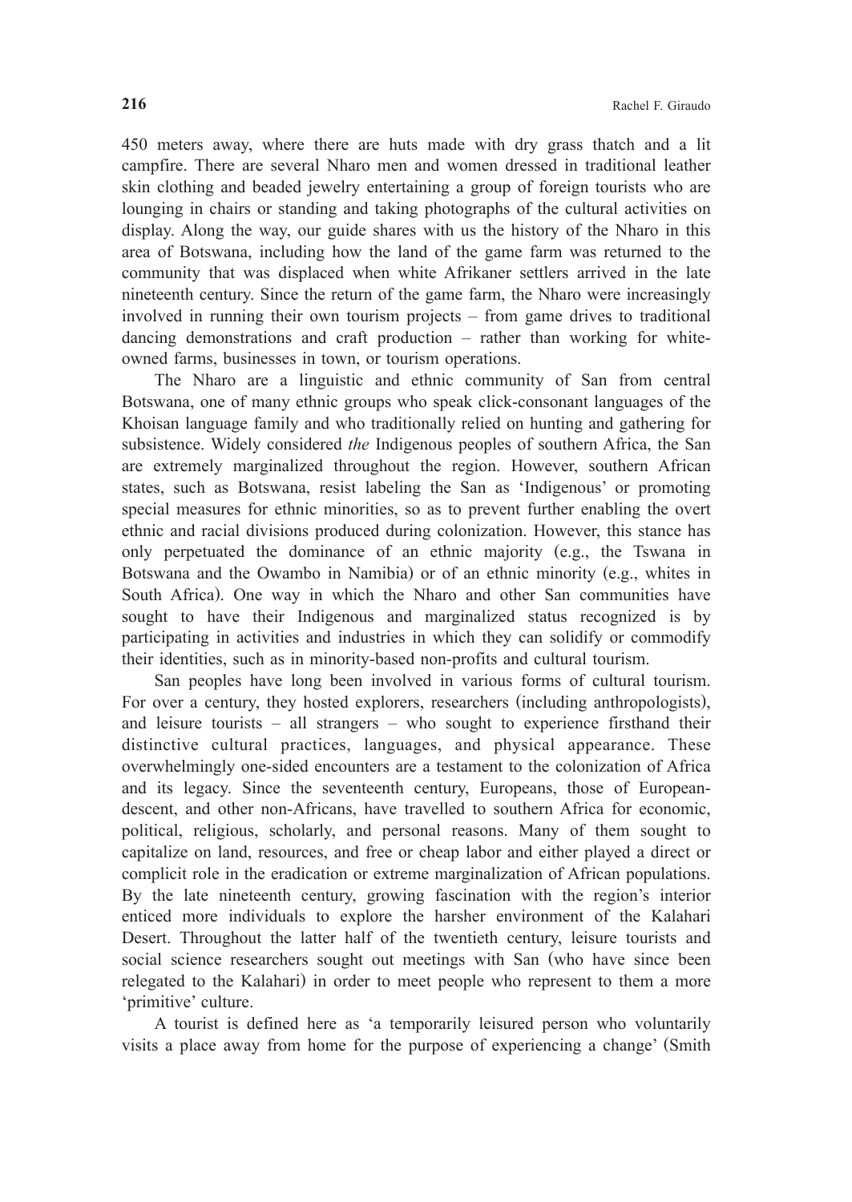450 meters away, where there are huts made with dry grass thatch and a lit campfire. There are several Nharo men and women dressed in traditional leather skin clothing and beaded jewelry entertaining a group of foreign tourists who are lounging in chairs or standing and taking photographs of the cultural activities on display. Along the way, our guide shares with us the history of the Nharo in this area of Botswana, including how the land of the game farm was returned to the community that was displaced when white Afrikaner settlers arrived in the late nineteenth century. Since the return of the game farm, the Nharo were increasingly involved in running their own tourism projects – from game drives to traditional dancing demonstrations and craft production – rather than working for white-owned farms, businesses in town, or tourism operations.

The Nharo are a linguistic and ethnic community of San from central Botswana, one of many ethnic groups who speak click-consonant languages of the Khoisan language family and who traditionally relied on hunting and gathering for subsistence. Widely considered *the* Indigenous peoples of southern Africa, the San are extremely marginalized throughout the region. However, southern African states, such as Botswana, resist labeling the San as 'Indigenous' or promoting special measures for ethnic minorities, so as to prevent further enabling the overt ethnic and racial divisions produced during colonization. However, this stance has only perpetuated the dominance of an ethnic majority (e.g., the Tswana in Botswana and the Owambo in Namibia) or of an ethnic minority (e.g., whites in South Africa). One way in which the Nharo and other San communities have sought to have their Indigenous and marginalized status recognized is by participating in activities and industries in which they can solidify or commodify their identities, such as in minority-based non-profits and cultural tourism.

San peoples have long been involved in various forms of cultural tourism. For over a century, they hosted explorers, researchers (including anthropologists), and leisure tourists – all strangers – who sought to experience firsthand their distinctive cultural practices, languages, and physical appearance. These overwhelmingly one-sided encounters are a testament to the colonization of Africa and its legacy. Since the seventeenth century, Europeans, those of European-descent, and other non-Africans, have travelled to southern Africa for economic, political, religious, scholarly, and personal reasons. Many of them sought to capitalize on land, resources, and free or cheap labor and either played a direct or complicit role in the eradication or extreme marginalization of African populations. By the late nineteenth century, growing fascination with the region's interior enticed more individuals to explore the harsher environment of the Kalahari Desert. Throughout the latter half of the twentieth century, leisure tourists and social science researchers sought out meetings with San (who have since been relegated to the Kalahari) in order to meet people who represent to them a more 'primitive' culture.

A tourist is defined here as 'a temporarily leisured person who voluntarily visits a place away from home for the purpose of experiencing a change' (Smith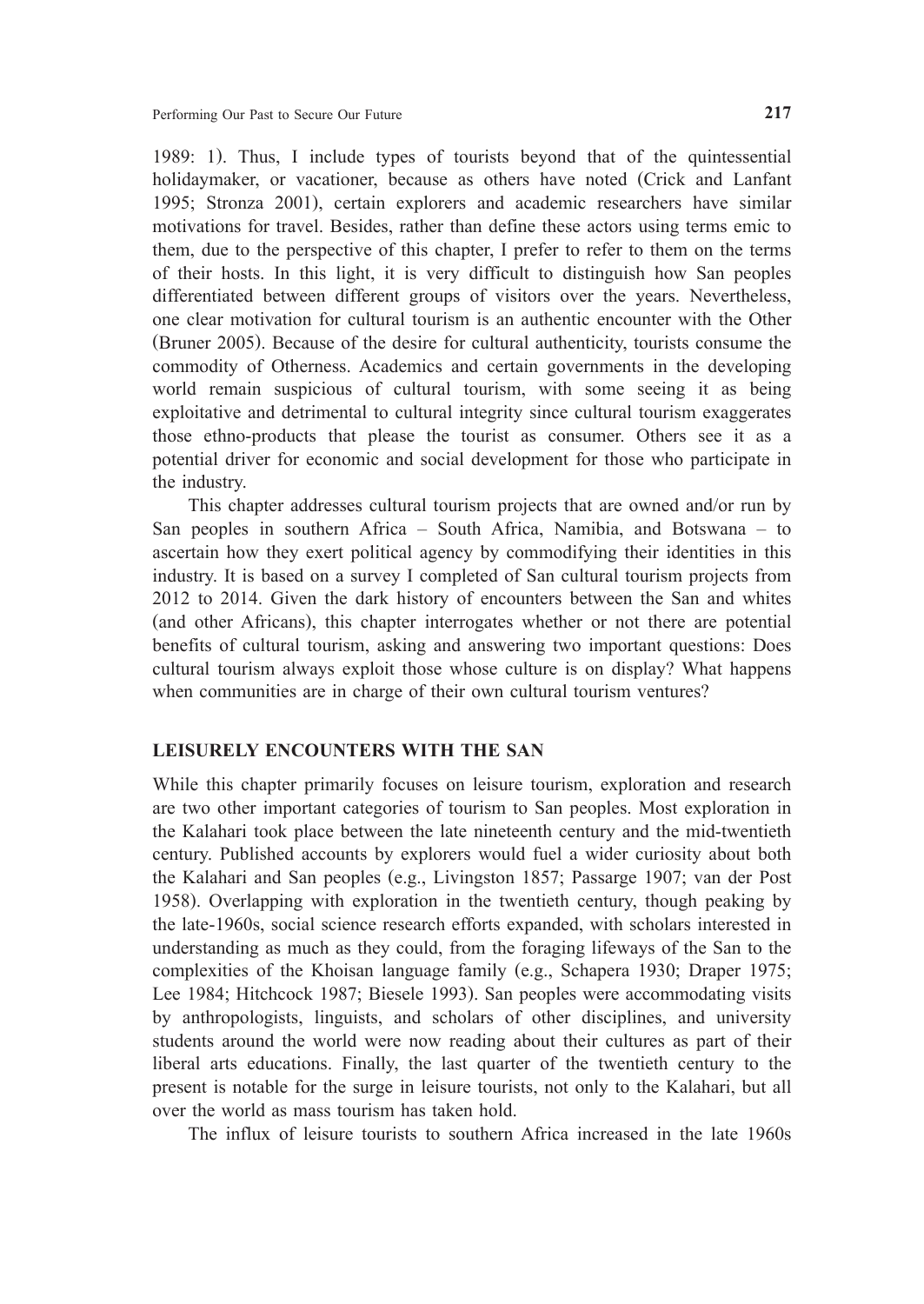1989: 1). Thus, I include types of tourists beyond that of the quintessential holidaymaker, or vacationer, because as others have noted (Crick and Lanfant 1995; Stronza 2001), certain explorers and academic researchers have similar motivations for travel. Besides, rather than define these actors using terms emic to them, due to the perspective of this chapter, I prefer to refer to them on the terms of their hosts. In this light, it is very difficult to distinguish how San peoples differentiated between different groups of visitors over the years. Nevertheless, one clear motivation for cultural tourism is an authentic encounter with the Other (Bruner 2005). Because of the desire for cultural authenticity, tourists consume the commodity of Otherness. Academics and certain governments in the developing world remain suspicious of cultural tourism, with some seeing it as being exploitative and detrimental to cultural integrity since cultural tourism exaggerates those ethno-products that please the tourist as consumer. Others see it as a potential driver for economic and social development for those who participate in the industry.

This chapter addresses cultural tourism projects that are owned and/or run by San peoples in southern Africa – South Africa, Namibia, and Botswana – to ascertain how they exert political agency by commodifying their identities in this industry. It is based on a survey I completed of San cultural tourism projects from 2012 to 2014. Given the dark history of encounters between the San and whites (and other Africans), this chapter interrogates whether or not there are potential benefits of cultural tourism, asking and answering two important questions: Does cultural tourism always exploit those whose culture is on display? What happens when communities are in charge of their own cultural tourism ventures?

## LEISURELY ENCOUNTERS WITH THE SAN

While this chapter primarily focuses on leisure tourism, exploration and research are two other important categories of tourism to San peoples. Most exploration in the Kalahari took place between the late nineteenth century and the mid-twentieth century. Published accounts by explorers would fuel a wider curiosity about both the Kalahari and San peoples (e.g., Livingston 1857; Passarge 1907; van der Post 1958). Overlapping with exploration in the twentieth century, though peaking by the late-1960s, social science research efforts expanded, with scholars interested in understanding as much as they could, from the foraging lifeways of the San to the complexities of the Khoisan language family (e.g., Schapera 1930; Draper 1975; Lee 1984; Hitchcock 1987; Biesele 1993). San peoples were accommodating visits by anthropologists, linguists, and scholars of other disciplines, and university students around the world were now reading about their cultures as part of their liberal arts educations. Finally, the last quarter of the twentieth century to the present is notable for the surge in leisure tourists, not only to the Kalahari, but all over the world as mass tourism has taken hold.

The influx of leisure tourists to southern Africa increased in the late 1960s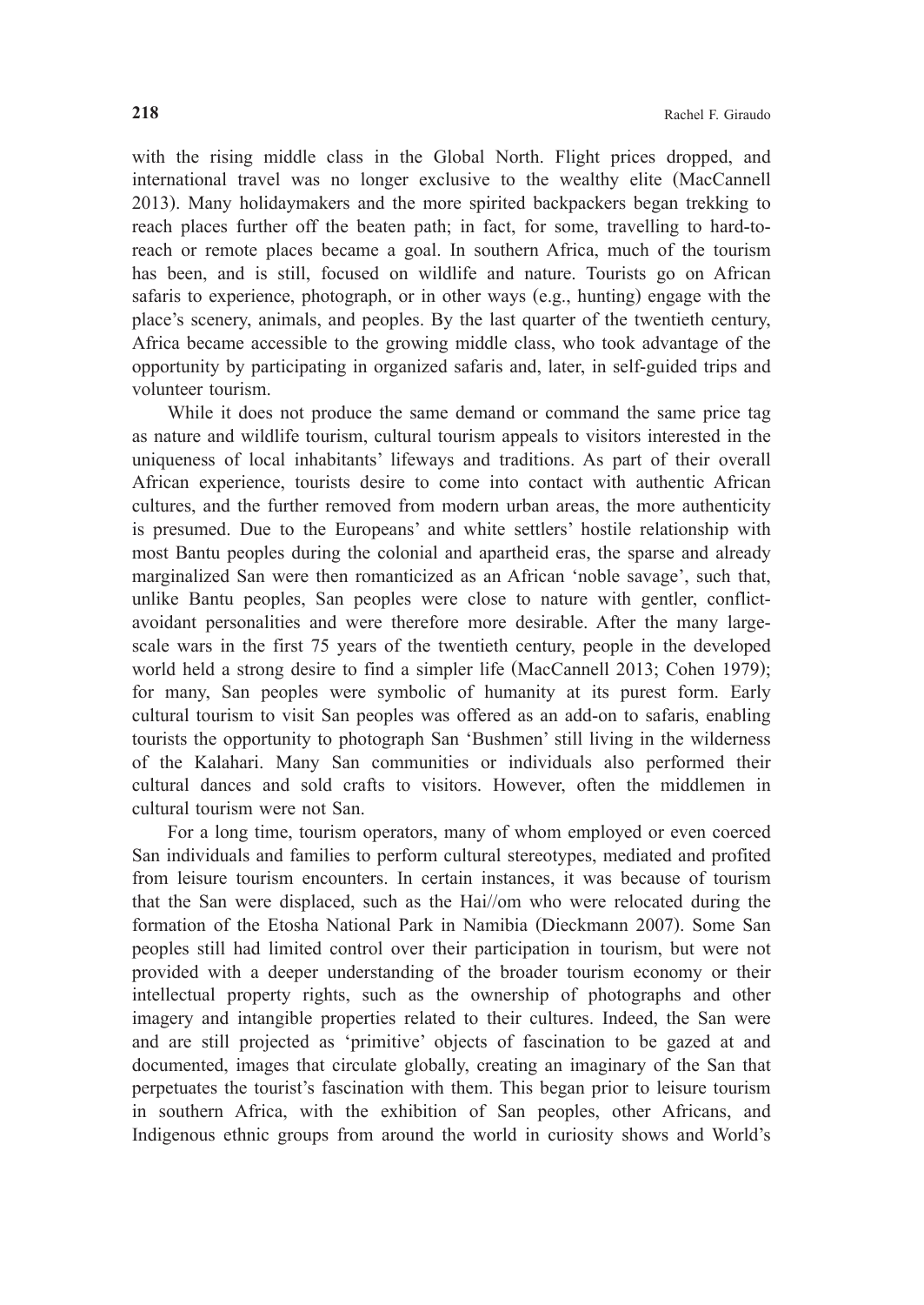with the rising middle class in the Global North. Flight prices dropped, and international travel was no longer exclusive to the wealthy elite (MacCannell 2013). Many holidaymakers and the more spirited backpackers began trekking to reach places further off the beaten path; in fact, for some, travelling to hard-to-reach or remote places became a goal. In southern Africa, much of the tourism has been, and is still, focused on wildlife and nature. Tourists go on African safaris to experience, photograph, or in other ways (e.g., hunting) engage with the place's scenery, animals, and peoples. By the last quarter of the twentieth century, Africa became accessible to the growing middle class, who took advantage of the opportunity by participating in organized safaris and, later, in self-guided trips and volunteer tourism.

While it does not produce the same demand or command the same price tag as nature and wildlife tourism, cultural tourism appeals to visitors interested in the uniqueness of local inhabitants' lifeways and traditions. As part of their overall African experience, tourists desire to come into contact with authentic African cultures, and the further removed from modern urban areas, the more authenticity is presumed. Due to the Europeans' and white settlers' hostile relationship with most Bantu peoples during the colonial and apartheid eras, the sparse and already marginalized San were then romanticized as an African 'noble savage', such that, unlike Bantu peoples, San peoples were close to nature with gentler, conflict-avoidant personalities and were therefore more desirable. After the many large-scale wars in the first 75 years of the twentieth century, people in the developed world held a strong desire to find a simpler life (MacCannell 2013; Cohen 1979); for many, San peoples were symbolic of humanity at its purest form. Early cultural tourism to visit San peoples was offered as an add-on to safaris, enabling tourists the opportunity to photograph San 'Bushmen' still living in the wilderness of the Kalahari. Many San communities or individuals also performed their cultural dances and sold crafts to visitors. However, often the middlemen in cultural tourism were not San.

For a long time, tourism operators, many of whom employed or even coerced San individuals and families to perform cultural stereotypes, mediated and profited from leisure tourism encounters. In certain instances, it was because of tourism that the San were displaced, such as the Hai//om who were relocated during the formation of the Etosha National Park in Namibia (Dieckmann 2007). Some San peoples still had limited control over their participation in tourism, but were not provided with a deeper understanding of the broader tourism economy or their intellectual property rights, such as the ownership of photographs and other imagery and intangible properties related to their cultures. Indeed, the San were and are still projected as 'primitive' objects of fascination to be gazed at and documented, images that circulate globally, creating an imaginary of the San that perpetuates the tourist's fascination with them. This began prior to leisure tourism in southern Africa, with the exhibition of San peoples, other Africans, and Indigenous ethnic groups from around the world in curiosity shows and World's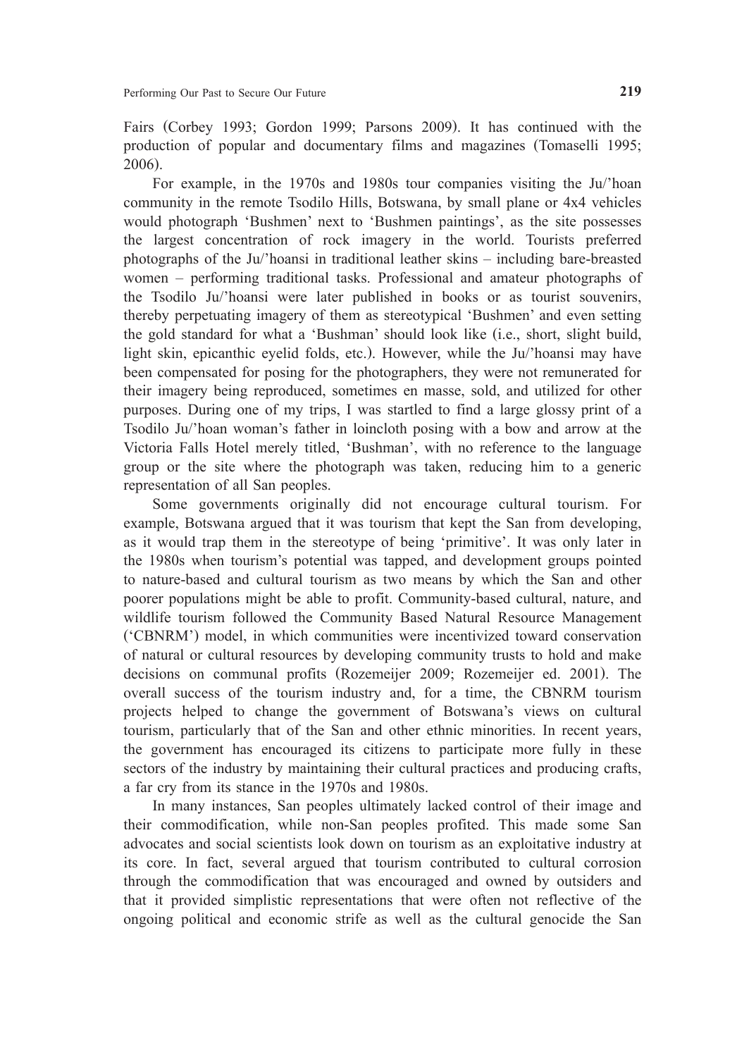Fairs (Corbey 1993; Gordon 1999; Parsons 2009). It has continued with the production of popular and documentary films and magazines (Tomaselli 1995; 2006).

For example, in the 1970s and 1980s tour companies visiting the Ju/'hoan community in the remote Tsodilo Hills, Botswana, by small plane or 4x4 vehicles would photograph 'Bushmen' next to 'Bushmen paintings', as the site possesses the largest concentration of rock imagery in the world. Tourists preferred photographs of the Ju/'hoansi in traditional leather skins – including bare-breasted women – performing traditional tasks. Professional and amateur photographs of the Tsodilo Ju/'hoansi were later published in books or as tourist souvenirs, thereby perpetuating imagery of them as stereotypical 'Bushmen' and even setting the gold standard for what a 'Bushman' should look like (i.e., short, slight build, light skin, epicanthic eyelid folds, etc.). However, while the Ju/'hoansi may have been compensated for posing for the photographers, they were not remunerated for their imagery being reproduced, sometimes en masse, sold, and utilized for other purposes. During one of my trips, I was startled to find a large glossy print of a Tsodilo Ju/'hoan woman's father in loincloth posing with a bow and arrow at the Victoria Falls Hotel merely titled, 'Bushman', with no reference to the language group or the site where the photograph was taken, reducing him to a generic representation of all San peoples.

Some governments originally did not encourage cultural tourism. For example, Botswana argued that it was tourism that kept the San from developing, as it would trap them in the stereotype of being 'primitive'. It was only later in the 1980s when tourism's potential was tapped, and development groups pointed to nature-based and cultural tourism as two means by which the San and other poorer populations might be able to profit. Community-based cultural, nature, and wildlife tourism followed the Community Based Natural Resource Management ('CBNRM') model, in which communities were incentivized toward conservation of natural or cultural resources by developing community trusts to hold and make decisions on communal profits (Rozemeijer 2009; Rozemeijer ed. 2001). The overall success of the tourism industry and, for a time, the CBNRM tourism projects helped to change the government of Botswana's views on cultural tourism, particularly that of the San and other ethnic minorities. In recent years, the government has encouraged its citizens to participate more fully in these sectors of the industry by maintaining their cultural practices and producing crafts, a far cry from its stance in the 1970s and 1980s.

In many instances, San peoples ultimately lacked control of their image and their commodification, while non-San peoples profited. This made some San advocates and social scientists look down on tourism as an exploitative industry at its core. In fact, several argued that tourism contributed to cultural corrosion through the commodification that was encouraged and owned by outsiders and that it provided simplistic representations that were often not reflective of the ongoing political and economic strife as well as the cultural genocide the San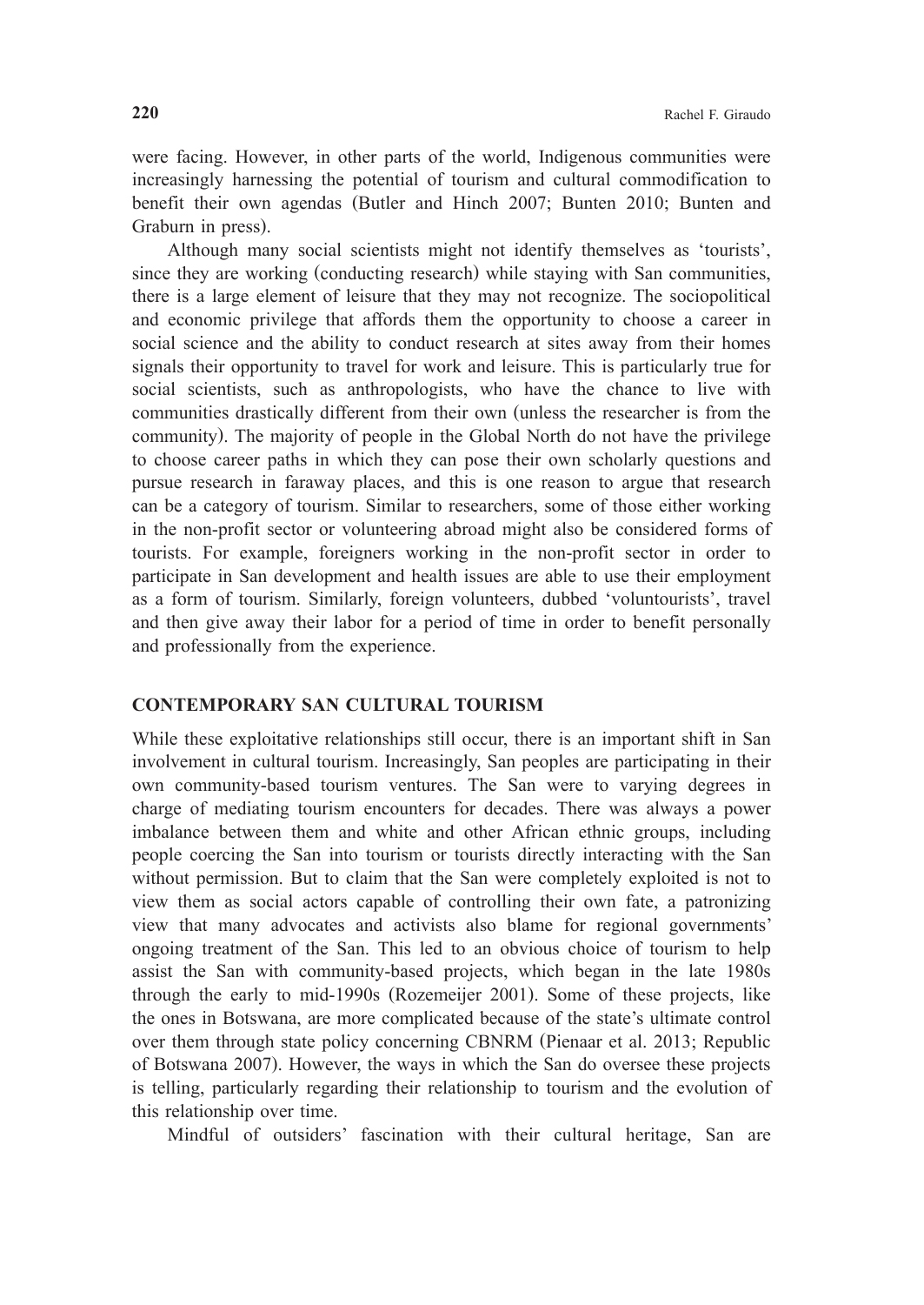were facing. However, in other parts of the world, Indigenous communities were increasingly harnessing the potential of tourism and cultural commodification to benefit their own agendas (Butler and Hinch 2007; Bunten 2010; Bunten and Graburn in press).

Although many social scientists might not identify themselves as 'tourists', since they are working (conducting research) while staying with San communities, there is a large element of leisure that they may not recognize. The sociopolitical and economic privilege that affords them the opportunity to choose a career in social science and the ability to conduct research at sites away from their homes signals their opportunity to travel for work and leisure. This is particularly true for social scientists, such as anthropologists, who have the chance to live with communities drastically different from their own (unless the researcher is from the community). The majority of people in the Global North do not have the privilege to choose career paths in which they can pose their own scholarly questions and pursue research in faraway places, and this is one reason to argue that research can be a category of tourism. Similar to researchers, some of those either working in the non-profit sector or volunteering abroad might also be considered forms of tourists. For example, foreigners working in the non-profit sector in order to participate in San development and health issues are able to use their employment as a form of tourism. Similarly, foreign volunteers, dubbed 'voluntourists', travel and then give away their labor for a period of time in order to benefit personally and professionally from the experience.

## CONTEMPORARY SAN CULTURAL TOURISM

While these exploitative relationships still occur, there is an important shift in San involvement in cultural tourism. Increasingly, San peoples are participating in their own community-based tourism ventures. The San were to varying degrees in charge of mediating tourism encounters for decades. There was always a power imbalance between them and white and other African ethnic groups, including people coercing the San into tourism or tourists directly interacting with the San without permission. But to claim that the San were completely exploited is not to view them as social actors capable of controlling their own fate, a patronizing view that many advocates and activists also blame for regional governments' ongoing treatment of the San. This led to an obvious choice of tourism to help assist the San with community-based projects, which began in the late 1980s through the early to mid-1990s (Rozemeijer 2001). Some of these projects, like the ones in Botswana, are more complicated because of the state's ultimate control over them through state policy concerning CBNRM (Pienaar et al. 2013; Republic of Botswana 2007). However, the ways in which the San do oversee these projects is telling, particularly regarding their relationship to tourism and the evolution of this relationship over time.

Mindful of outsiders' fascination with their cultural heritage, San are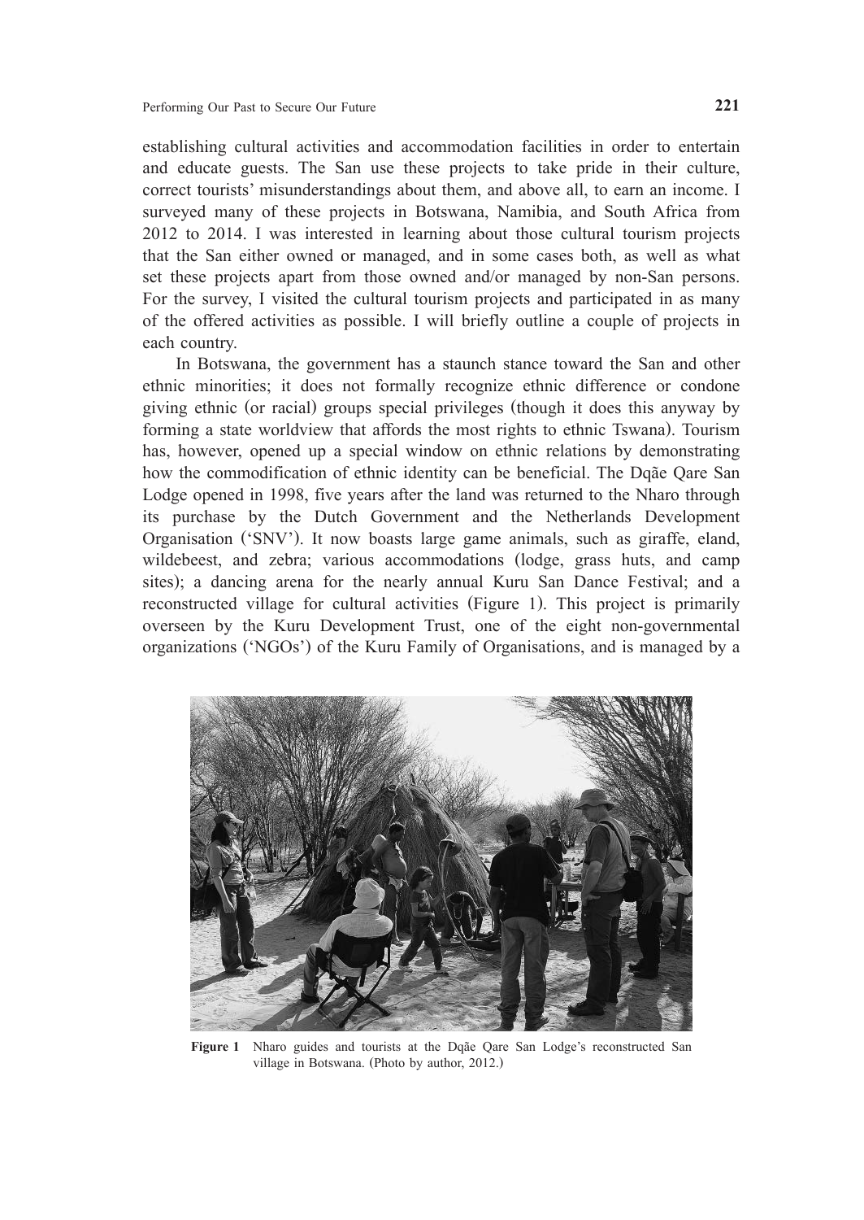establishing cultural activities and accommodation facilities in order to entertain and educate guests. The San use these projects to take pride in their culture, correct tourists' misunderstandings about them, and above all, to earn an income. I surveyed many of these projects in Botswana, Namibia, and South Africa from 2012 to 2014. I was interested in learning about those cultural tourism projects that the San either owned or managed, and in some cases both, as well as what set these projects apart from those owned and/or managed by non-San persons. For the survey, I visited the cultural tourism projects and participated in as many of the offered activities as possible. I will briefly outline a couple of projects in each country.

In Botswana, the government has a staunch stance toward the San and other ethnic minorities; it does not formally recognize ethnic difference or condone giving ethnic (or racial) groups special privileges (though it does this anyway by forming a state worldview that affords the most rights to ethnic Tswana). Tourism has, however, opened up a special window on ethnic relations by demonstrating how the commodification of ethnic identity can be beneficial. The Dqãe Qare San Lodge opened in 1998, five years after the land was returned to the Nharo through its purchase by the Dutch Government and the Netherlands Development Organisation ('SNV'). It now boasts large game animals, such as giraffe, eland, wildebeest, and zebra; various accommodations (lodge, grass huts, and camp sites); a dancing arena for the nearly annual Kuru San Dance Festival; and a reconstructed village for cultural activities (Figure 1). This project is primarily overseen by the Kuru Development Trust, one of the eight non-governmental organizations ('NGOs') of the Kuru Family of Organisations, and is managed by a

**Figure 1** Nharo guides and tourists at the Dqãe Qare San Lodge's reconstructed San village in Botswana. (Photo by author, 2012.)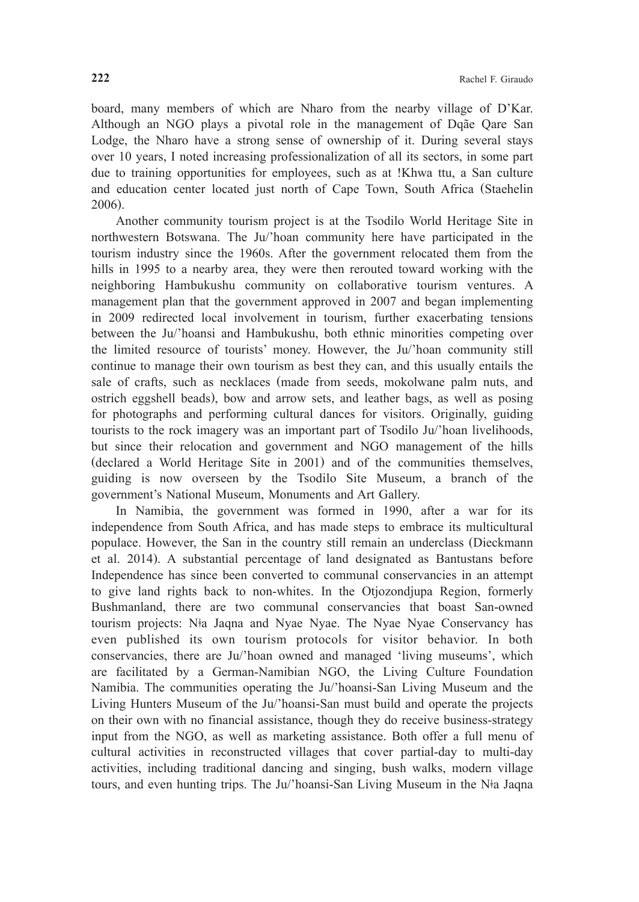board, many members of which are Nharo from the nearby village of D'Kar. Although an NGO plays a pivotal role in the management of Dqãe Qare San Lodge, the Nharo have a strong sense of ownership of it. During several stays over 10 years, I noted increasing professionalization of all its sectors, in some part due to training opportunities for employees, such as at !Khwa ttu, a San culture and education center located just north of Cape Town, South Africa (Staehelin 2006).

Another community tourism project is at the Tsodilo World Heritage Site in northwestern Botswana. The Ju/'hoan community here have participated in the tourism industry since the 1960s. After the government relocated them from the hills in 1995 to a nearby area, they were then rerouted toward working with the neighboring Hambukushu community on collaborative tourism ventures. A management plan that the government approved in 2007 and began implementing in 2009 redirected local involvement in tourism, further exacerbating tensions between the Ju/'hoansi and Hambukushu, both ethnic minorities competing over the limited resource of tourists' money. However, the Ju/'hoan community still continue to manage their own tourism as best they can, and this usually entails the sale of crafts, such as necklaces (made from seeds, mokolwane palm nuts, and ostrich eggshell beads), bow and arrow sets, and leather bags, as well as posing for photographs and performing cultural dances for visitors. Originally, guiding tourists to the rock imagery was an important part of Tsodilo Ju/'hoan livelihoods, but since their relocation and government and NGO management of the hills (declared a World Heritage Site in 2001) and of the communities themselves, guiding is now overseen by the Tsodilo Site Museum, a branch of the government's National Museum, Monuments and Art Gallery.

In Namibia, the government was formed in 1990, after a war for its independence from South Africa, and has made steps to embrace its multicultural populace. However, the San in the country still remain an underclass (Dieckmann et al. 2014). A substantial percentage of land designated as Bantustans before Independence has since been converted to communal conservancies in an attempt to give land rights back to non-whites. In the Otjozondjupa Region, formerly Bushmanland, there are two communal conservancies that boast San-owned tourism projects: N‡a Jaqna and Nyae Nyae. The Nyae Nyae Conservancy has even published its own tourism protocols for visitor behavior. In both conservancies, there are Ju/'hoan owned and managed 'living museums', which are facilitated by a German-Namibian NGO, the Living Culture Foundation Namibia. The communities operating the Ju/'hoansi-San Living Museum and the Living Hunters Museum of the Ju/'hoansi-San must build and operate the projects on their own with no financial assistance, though they do receive business-strategy input from the NGO, as well as marketing assistance. Both offer a full menu of cultural activities in reconstructed villages that cover partial-day to multi-day activities, including traditional dancing and singing, bush walks, modern village tours, and even hunting trips. The Ju/'hoansi-San Living Museum in the N‡a Jaqna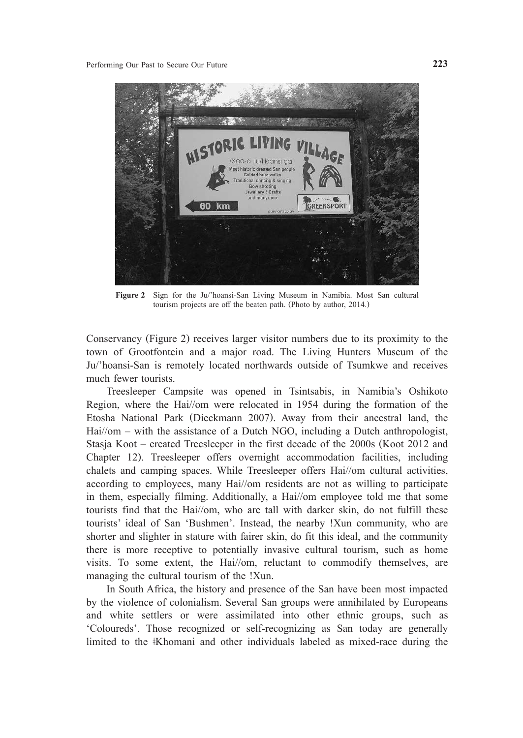**Figure 2** Sign for the Ju/'hoansi-San Living Museum in Namibia. Most San cultural tourism projects are off the beaten path. (Photo by author, 2014.)

Conservancy (Figure 2) receives larger visitor numbers due to its proximity to the town of Grootfontein and a major road. The Living Hunters Museum of the Ju/'hoansi-San is remotely located northwards outside of Tsumkwe and receives much fewer tourists.

Treesleeper Campsite was opened in Tsintsabis, in Namibia's Oshikoto Region, where the Hai//om were relocated in 1954 during the formation of the Etosha National Park (Dieckmann 2007). Away from their ancestral land, the Hai//om – with the assistance of a Dutch NGO, including a Dutch anthropologist, Stasja Koot – created Treesleeper in the first decade of the 2000s (Koot 2012 and Chapter 12). Treesleeper offers overnight accommodation facilities, including chalets and camping spaces. While Treesleeper offers Hai//om cultural activities, according to employees, many Hai//om residents are not as willing to participate in them, especially filming. Additionally, a Hai//om employee told me that some tourists find that the Hai//om, who are tall with darker skin, do not fulfill these tourists' ideal of San 'Bushmen'. Instead, the nearby !Xun community, who are shorter and slighter in stature with fairer skin, do fit this ideal, and the community there is more receptive to potentially invasive cultural tourism, such as home visits. To some extent, the Hai//om, reluctant to commodify themselves, are managing the cultural tourism of the !Xun.

In South Africa, the history and presence of the San have been most impacted by the violence of colonialism. Several San groups were annihilated by Europeans and white settlers or were assimilated into other ethnic groups, such as 'Coloureds'. Those recognized or self-recognizing as San today are generally limited to the ǂKhomani and other individuals labeled as mixed-race during the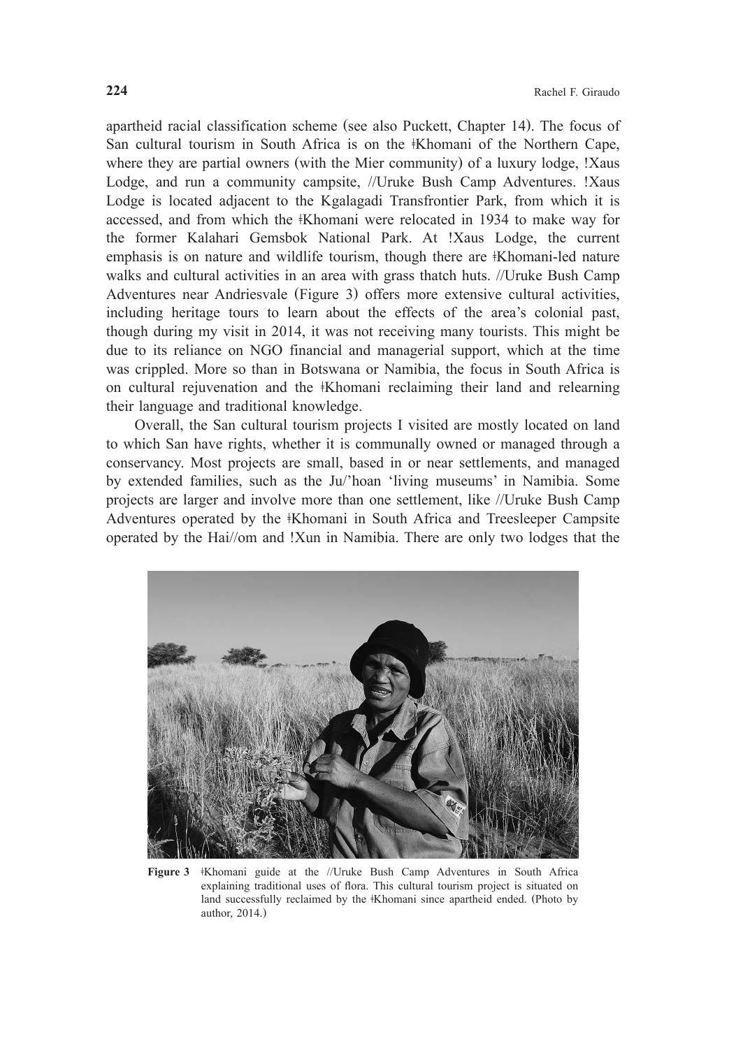apartheid racial classification scheme (see also Puckett, Chapter 14). The focus of San cultural tourism in South Africa is on the ǂKhomani of the Northern Cape, where they are partial owners (with the Mier community) of a luxury lodge, !Xaus Lodge, and run a community campsite, //Uruke Bush Camp Adventures. !Xaus Lodge is located adjacent to the Kgalagadi Transfrontier Park, from which it is accessed, and from which the ǂKhomani were relocated in 1934 to make way for the former Kalahari Gemsbok National Park. At !Xaus Lodge, the current emphasis is on nature and wildlife tourism, though there are ǂKhomani-led nature walks and cultural activities in an area with grass thatch huts. //Uruke Bush Camp Adventures near Andriesvale (Figure 3) offers more extensive cultural activities, including heritage tours to learn about the effects of the area's colonial past, though during my visit in 2014, it was not receiving many tourists. This might be due to its reliance on NGO financial and managerial support, which at the time was crippled. More so than in Botswana or Namibia, the focus in South Africa is on cultural rejuvenation and the ǂKhomani reclaiming their land and relearning their language and traditional knowledge.

Overall, the San cultural tourism projects I visited are mostly located on land to which San have rights, whether it is communally owned or managed through a conservancy. Most projects are small, based in or near settlements, and managed by extended families, such as the Ju/'hoan 'living museums' in Namibia. Some projects are larger and involve more than one settlement, like //Uruke Bush Camp Adventures operated by the ǂKhomani in South Africa and Treesleeper Campsite operated by the Hai//om and !Xun in Namibia. There are only two lodges that the

**Figure 3** ǂKhomani guide at the //Uruke Bush Camp Adventures in South Africa explaining traditional uses of flora. This cultural tourism project is situated on land successfully reclaimed by the ǂKhomani since apartheid ended. (Photo by author, 2014.)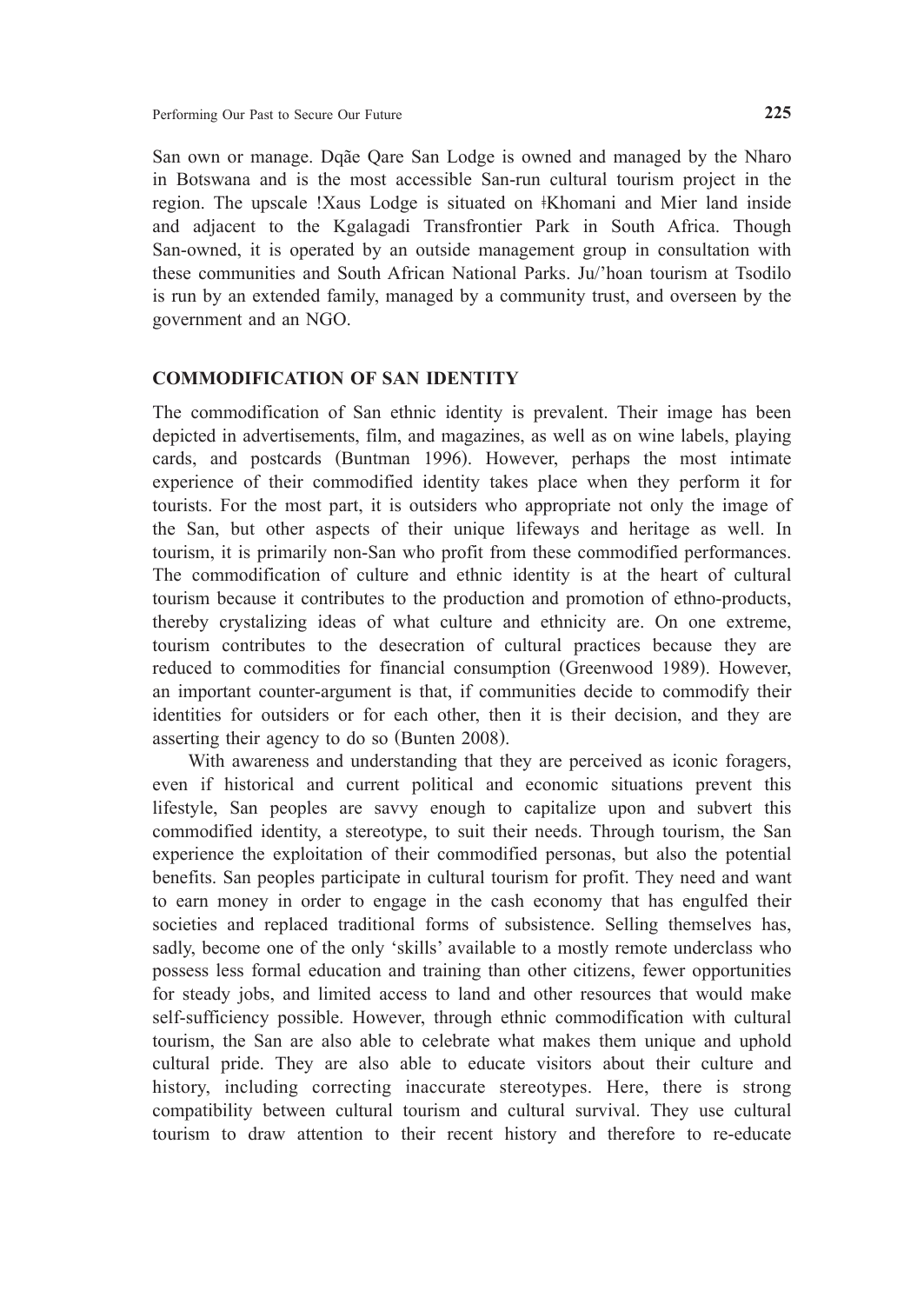San own or manage. Dqãe Qare San Lodge is owned and managed by the Nharo in Botswana and is the most accessible San-run cultural tourism project in the region. The upscale !Xaus Lodge is situated on ǂKhomani and Mier land inside and adjacent to the Kgalagadi Transfrontier Park in South Africa. Though San-owned, it is operated by an outside management group in consultation with these communities and South African National Parks. Ju/'hoan tourism at Tsodilo is run by an extended family, managed by a community trust, and overseen by the government and an NGO.

## COMMODIFICATION OF SAN IDENTITY

The commodification of San ethnic identity is prevalent. Their image has been depicted in advertisements, film, and magazines, as well as on wine labels, playing cards, and postcards (Buntman 1996). However, perhaps the most intimate experience of their commodified identity takes place when they perform it for tourists. For the most part, it is outsiders who appropriate not only the image of the San, but other aspects of their unique lifeways and heritage as well. In tourism, it is primarily non-San who profit from these commodified performances. The commodification of culture and ethnic identity is at the heart of cultural tourism because it contributes to the production and promotion of ethno-products, thereby crystalizing ideas of what culture and ethnicity are. On one extreme, tourism contributes to the desecration of cultural practices because they are reduced to commodities for financial consumption (Greenwood 1989). However, an important counter-argument is that, if communities decide to commodify their identities for outsiders or for each other, then it is their decision, and they are asserting their agency to do so (Bunten 2008).

With awareness and understanding that they are perceived as iconic foragers, even if historical and current political and economic situations prevent this lifestyle, San peoples are savvy enough to capitalize upon and subvert this commodified identity, a stereotype, to suit their needs. Through tourism, the San experience the exploitation of their commodified personas, but also the potential benefits. San peoples participate in cultural tourism for profit. They need and want to earn money in order to engage in the cash economy that has engulfed their societies and replaced traditional forms of subsistence. Selling themselves has, sadly, become one of the only 'skills' available to a mostly remote underclass who possess less formal education and training than other citizens, fewer opportunities for steady jobs, and limited access to land and other resources that would make self-sufficiency possible. However, through ethnic commodification with cultural tourism, the San are also able to celebrate what makes them unique and uphold cultural pride. They are also able to educate visitors about their culture and history, including correcting inaccurate stereotypes. Here, there is strong compatibility between cultural tourism and cultural survival. They use cultural tourism to draw attention to their recent history and therefore to re-educate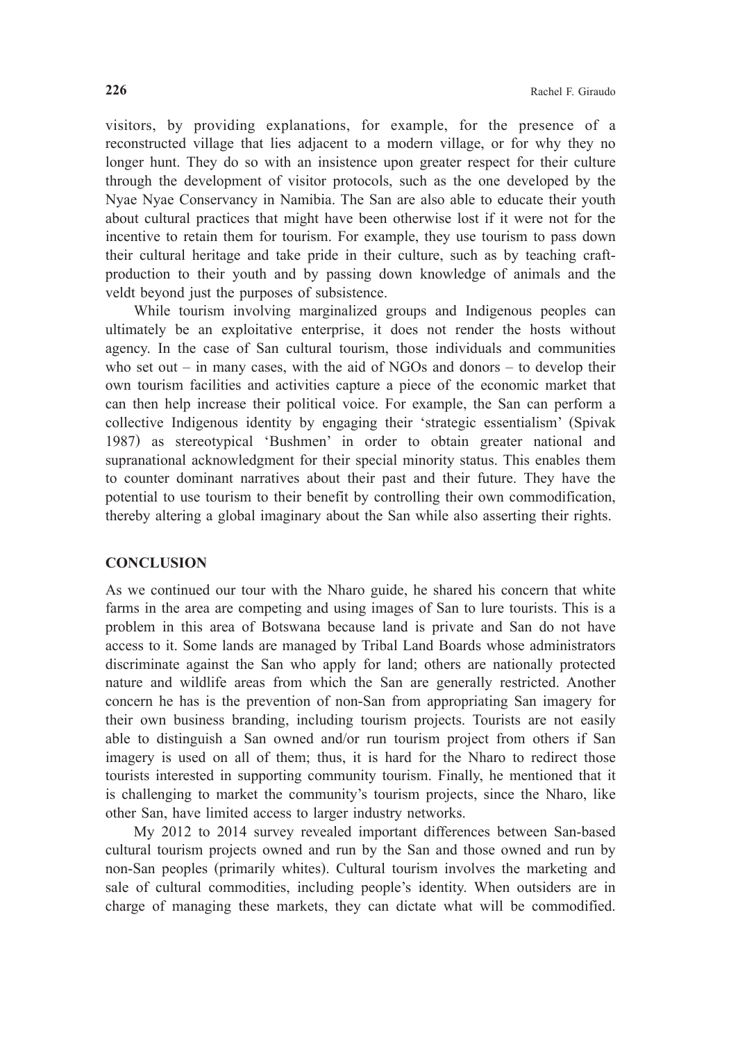visitors, by providing explanations, for example, for the presence of a reconstructed village that lies adjacent to a modern village, or for why they no longer hunt. They do so with an insistence upon greater respect for their culture through the development of visitor protocols, such as the one developed by the Nyae Nyae Conservancy in Namibia. The San are also able to educate their youth about cultural practices that might have been otherwise lost if it were not for the incentive to retain them for tourism. For example, they use tourism to pass down their cultural heritage and take pride in their culture, such as by teaching craft-production to their youth and by passing down knowledge of animals and the veldt beyond just the purposes of subsistence.

While tourism involving marginalized groups and Indigenous peoples can ultimately be an exploitative enterprise, it does not render the hosts without agency. In the case of San cultural tourism, those individuals and communities who set out – in many cases, with the aid of NGOs and donors – to develop their own tourism facilities and activities capture a piece of the economic market that can then help increase their political voice. For example, the San can perform a collective Indigenous identity by engaging their 'strategic essentialism' (Spivak 1987) as stereotypical 'Bushmen' in order to obtain greater national and supranational acknowledgment for their special minority status. This enables them to counter dominant narratives about their past and their future. They have the potential to use tourism to their benefit by controlling their own commodification, thereby altering a global imaginary about the San while also asserting their rights.

## CONCLUSION

As we continued our tour with the Nharo guide, he shared his concern that white farms in the area are competing and using images of San to lure tourists. This is a problem in this area of Botswana because land is private and San do not have access to it. Some lands are managed by Tribal Land Boards whose administrators discriminate against the San who apply for land; others are nationally protected nature and wildlife areas from which the San are generally restricted. Another concern he has is the prevention of non-San from appropriating San imagery for their own business branding, including tourism projects. Tourists are not easily able to distinguish a San owned and/or run tourism project from others if San imagery is used on all of them; thus, it is hard for the Nharo to redirect those tourists interested in supporting community tourism. Finally, he mentioned that it is challenging to market the community's tourism projects, since the Nharo, like other San, have limited access to larger industry networks.

My 2012 to 2014 survey revealed important differences between San-based cultural tourism projects owned and run by the San and those owned and run by non-San peoples (primarily whites). Cultural tourism involves the marketing and sale of cultural commodities, including people's identity. When outsiders are in charge of managing these markets, they can dictate what will be commodified.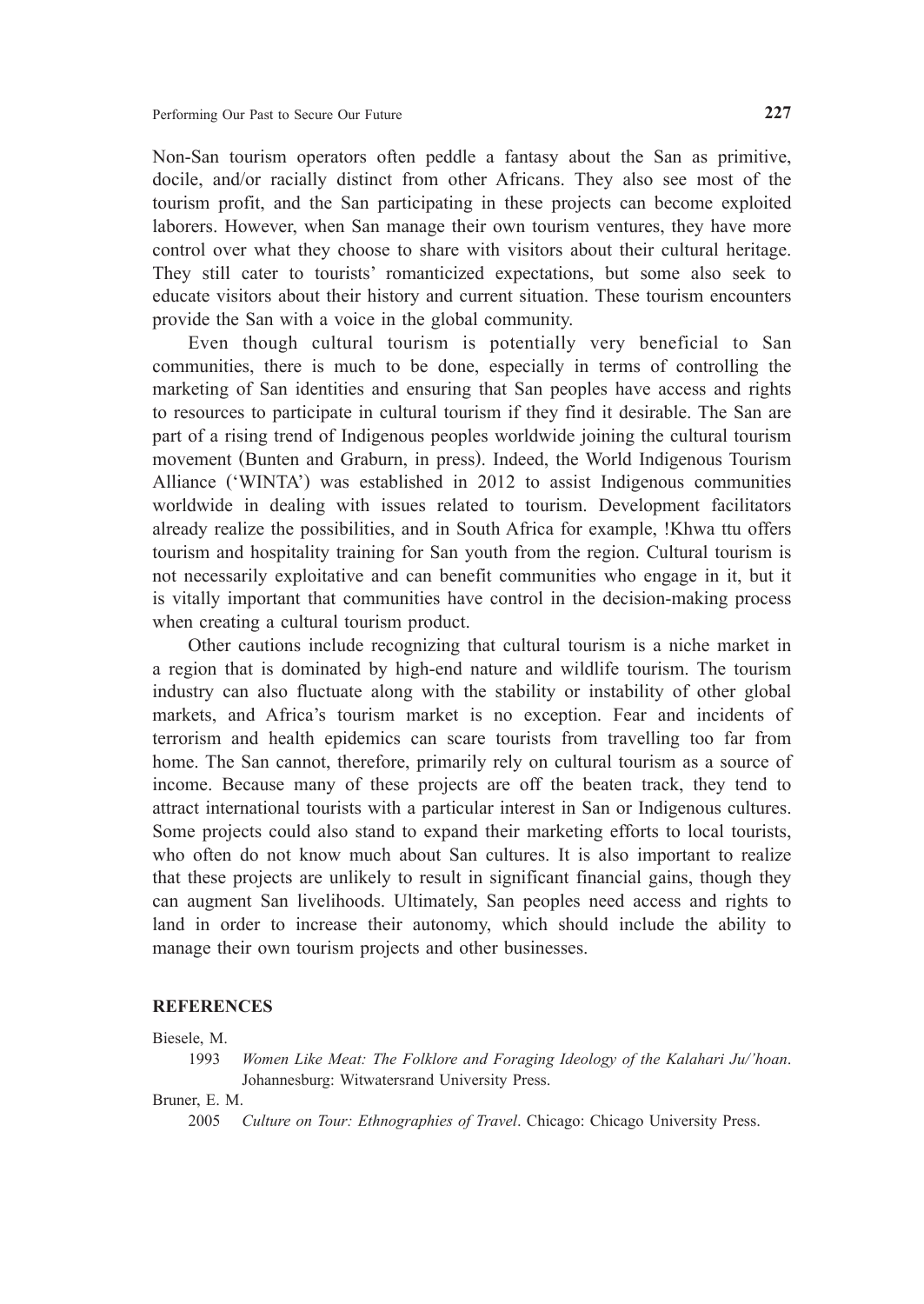Non-San tourism operators often peddle a fantasy about the San as primitive, docile, and/or racially distinct from other Africans. They also see most of the tourism profit, and the San participating in these projects can become exploited laborers. However, when San manage their own tourism ventures, they have more control over what they choose to share with visitors about their cultural heritage. They still cater to tourists' romanticized expectations, but some also seek to educate visitors about their history and current situation. These tourism encounters provide the San with a voice in the global community.

Even though cultural tourism is potentially very beneficial to San communities, there is much to be done, especially in terms of controlling the marketing of San identities and ensuring that San peoples have access and rights to resources to participate in cultural tourism if they find it desirable. The San are part of a rising trend of Indigenous peoples worldwide joining the cultural tourism movement (Bunten and Graburn, in press). Indeed, the World Indigenous Tourism Alliance ('WINTA') was established in 2012 to assist Indigenous communities worldwide in dealing with issues related to tourism. Development facilitators already realize the possibilities, and in South Africa for example, !Khwa ttu offers tourism and hospitality training for San youth from the region. Cultural tourism is not necessarily exploitative and can benefit communities who engage in it, but it is vitally important that communities have control in the decision-making process when creating a cultural tourism product.

Other cautions include recognizing that cultural tourism is a niche market in a region that is dominated by high-end nature and wildlife tourism. The tourism industry can also fluctuate along with the stability or instability of other global markets, and Africa's tourism market is no exception. Fear and incidents of terrorism and health epidemics can scare tourists from travelling too far from home. The San cannot, therefore, primarily rely on cultural tourism as a source of income. Because many of these projects are off the beaten track, they tend to attract international tourists with a particular interest in San or Indigenous cultures. Some projects could also stand to expand their marketing efforts to local tourists, who often do not know much about San cultures. It is also important to realize that these projects are unlikely to result in significant financial gains, though they can augment San livelihoods. Ultimately, San peoples need access and rights to land in order to increase their autonomy, which should include the ability to manage their own tourism projects and other businesses.

## REFERENCES

Biesele, M.

1993 *Women Like Meat: The Folklore and Foraging Ideology of the Kalahari Ju/'hoan*. Johannesburg: Witwatersrand University Press.

Bruner, E. M.

2005 *Culture on Tour: Ethnographies of Travel*. Chicago: Chicago University Press.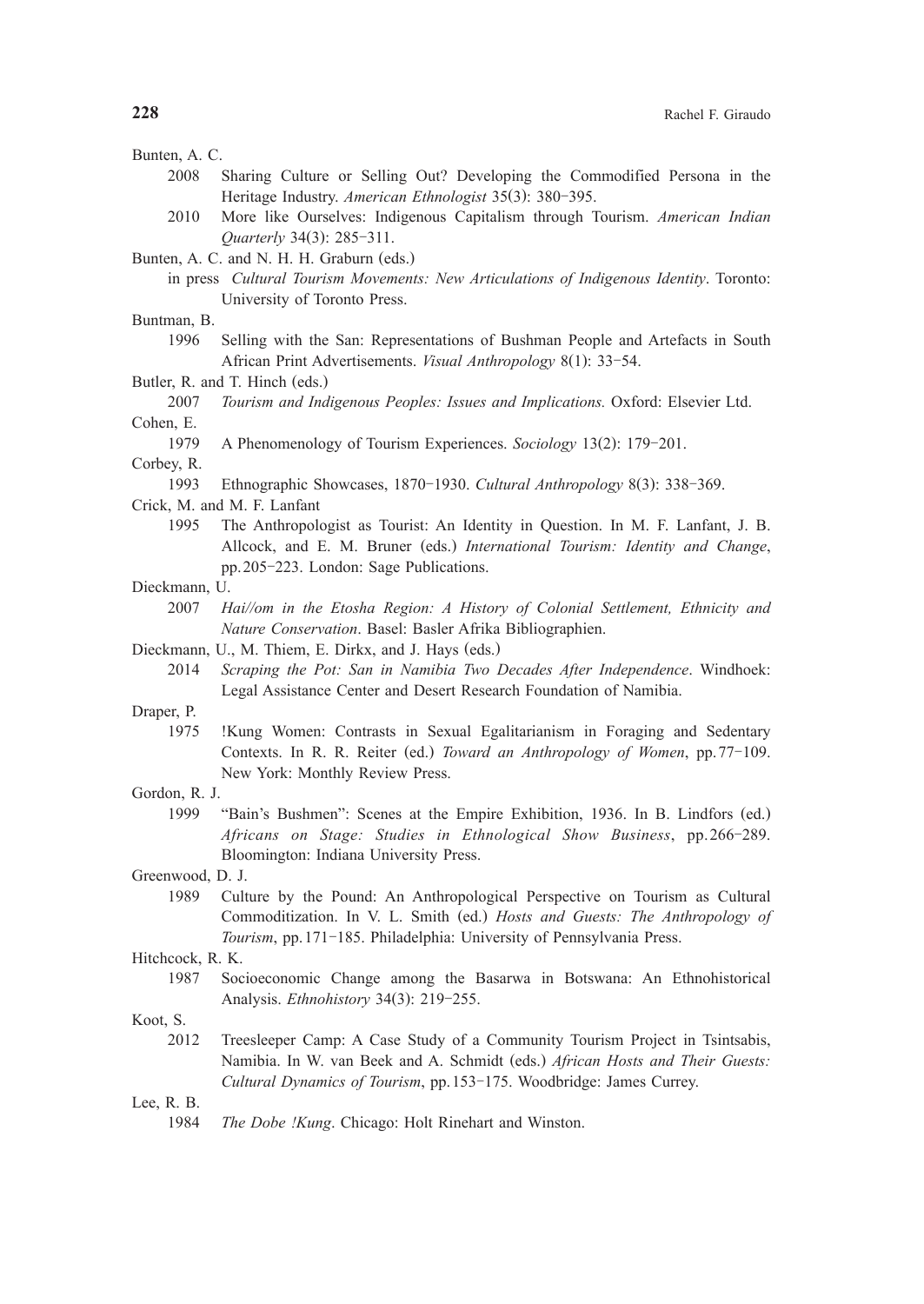Bunten, A. C.

2008 Sharing Culture or Selling Out? Developing the Commodified Persona in the Heritage Industry. *American Ethnologist* 35(3): 380–395.

2010 More like Ourselves: Indigenous Capitalism through Tourism. *American Indian Quarterly* 34(3): 285–311.

Bunten, A. C. and N. H. H. Graburn (eds.)

in press *Cultural Tourism Movements: New Articulations of Indigenous Identity*. Toronto: University of Toronto Press.

Buntman, B.

1996 Selling with the San: Representations of Bushman People and Artefacts in South African Print Advertisements. *Visual Anthropology* 8(1): 33–54.

Butler, R. and T. Hinch (eds.)

2007 *Tourism and Indigenous Peoples: Issues and Implications.* Oxford: Elsevier Ltd.

Cohen, E.

1979 A Phenomenology of Tourism Experiences. *Sociology* 13(2): 179–201.

Corbey, R.

1993 Ethnographic Showcases, 1870–1930. *Cultural Anthropology* 8(3): 338–369.

Crick, M. and M. F. Lanfant

1995 The Anthropologist as Tourist: An Identity in Question. In M. F. Lanfant, J. B. Allcock, and E. M. Bruner (eds.) *International Tourism: Identity and Change*, pp. 205–223. London: Sage Publications.

Dieckmann, U.

2007 *Hai//om in the Etosha Region: A History of Colonial Settlement, Ethnicity and Nature Conservation*. Basel: Basler Afrika Bibliographien.

Dieckmann, U., M. Thiem, E. Dirkx, and J. Hays (eds.)

2014 *Scraping the Pot: San in Namibia Two Decades After Independence*. Windhoek: Legal Assistance Center and Desert Research Foundation of Namibia.

Draper, P.

1975 !Kung Women: Contrasts in Sexual Egalitarianism in Foraging and Sedentary Contexts. In R. R. Reiter (ed.) *Toward an Anthropology of Women*, pp. 77–109. New York: Monthly Review Press.

Gordon, R. J.

1999 "Bain's Bushmen": Scenes at the Empire Exhibition, 1936. In B. Lindfors (ed.) *Africans on Stage: Studies in Ethnological Show Business*, pp. 266–289. Bloomington: Indiana University Press.

Greenwood, D. J.

1989 Culture by the Pound: An Anthropological Perspective on Tourism as Cultural Commoditization. In V. L. Smith (ed.) *Hosts and Guests: The Anthropology of Tourism*, pp. 171–185. Philadelphia: University of Pennsylvania Press.

Hitchcock, R. K.

1987 Socioeconomic Change among the Basarwa in Botswana: An Ethnohistorical Analysis. *Ethnohistory* 34(3): 219–255.

Koot, S.

2012 Treesleeper Camp: A Case Study of a Community Tourism Project in Tsintsabis, Namibia. In W. van Beek and A. Schmidt (eds.) *African Hosts and Their Guests: Cultural Dynamics of Tourism*, pp. 153–175. Woodbridge: James Currey.

Lee, R. B.

1984 *The Dobe !Kung*. Chicago: Holt Rinehart and Winston.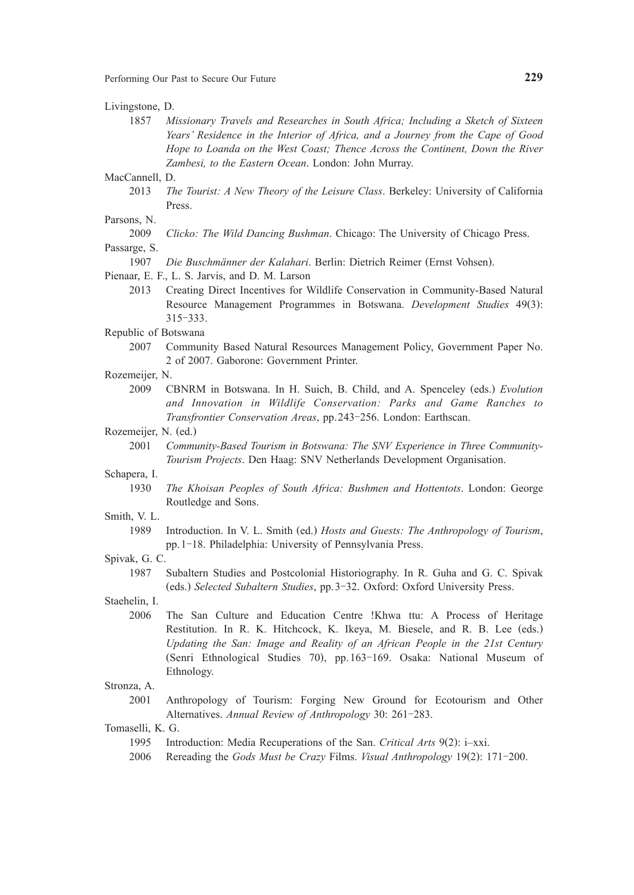Livingstone, D.

1857 *Missionary Travels and Researches in South Africa; Including a Sketch of Sixteen Years' Residence in the Interior of Africa, and a Journey from the Cape of Good Hope to Loanda on the West Coast; Thence Across the Continent, Down the River Zambesi, to the Eastern Ocean*. London: John Murray.

MacCannell, D.

2013 *The Tourist: A New Theory of the Leisure Class*. Berkeley: University of California Press.

Parsons, N.

2009 *Clicko: The Wild Dancing Bushman*. Chicago: The University of Chicago Press.

Passarge, S.

1907 *Die Buschmänner der Kalahari*. Berlin: Dietrich Reimer (Ernst Vohsen).

Pienaar, E. F., L. S. Jarvis, and D. M. Larson

2013 Creating Direct Incentives for Wildlife Conservation in Community-Based Natural Resource Management Programmes in Botswana. *Development Studies* 49(3): 315–333.

Republic of Botswana

2007 Community Based Natural Resources Management Policy, Government Paper No. 2 of 2007. Gaborone: Government Printer.

Rozemeijer, N.

2009 CBNRM in Botswana. In H. Suich, B. Child, and A. Spenceley (eds.) *Evolution and Innovation in Wildlife Conservation: Parks and Game Ranches to Transfrontier Conservation Areas*, pp. 243–256. London: Earthscan.

Rozemeijer, N. (ed.)

2001 *Community-Based Tourism in Botswana: The SNV Experience in Three Community-Tourism Projects*. Den Haag: SNV Netherlands Development Organisation.

Schapera, I.

1930 *The Khoisan Peoples of South Africa: Bushmen and Hottentots*. London: George Routledge and Sons.

Smith, V. L.

1989 Introduction. In V. L. Smith (ed.) *Hosts and Guests: The Anthropology of Tourism*, pp. 1–18. Philadelphia: University of Pennsylvania Press.

Spivak, G. C.

1987 Subaltern Studies and Postcolonial Historiography. In R. Guha and G. C. Spivak (eds.) *Selected Subaltern Studies*, pp. 3–32. Oxford: Oxford University Press.

Staehelin, I.

2006 The San Culture and Education Centre !Khwa ttu: A Process of Heritage Restitution. In R. K. Hitchcock, K. Ikeya, M. Biesele, and R. B. Lee (eds.) *Updating the San: Image and Reality of an African People in the 21st Century* (Senri Ethnological Studies 70), pp. 163–169. Osaka: National Museum of Ethnology.

Stronza, A.

2001 Anthropology of Tourism: Forging New Ground for Ecotourism and Other Alternatives. *Annual Review of Anthropology* 30: 261–283.

Tomaselli, K. G.

1995 Introduction: Media Recuperations of the San. *Critical Arts* 9(2): i–xxi.

2006 Rereading the *Gods Must be Crazy* Films. *Visual Anthropology* 19(2): 171–200.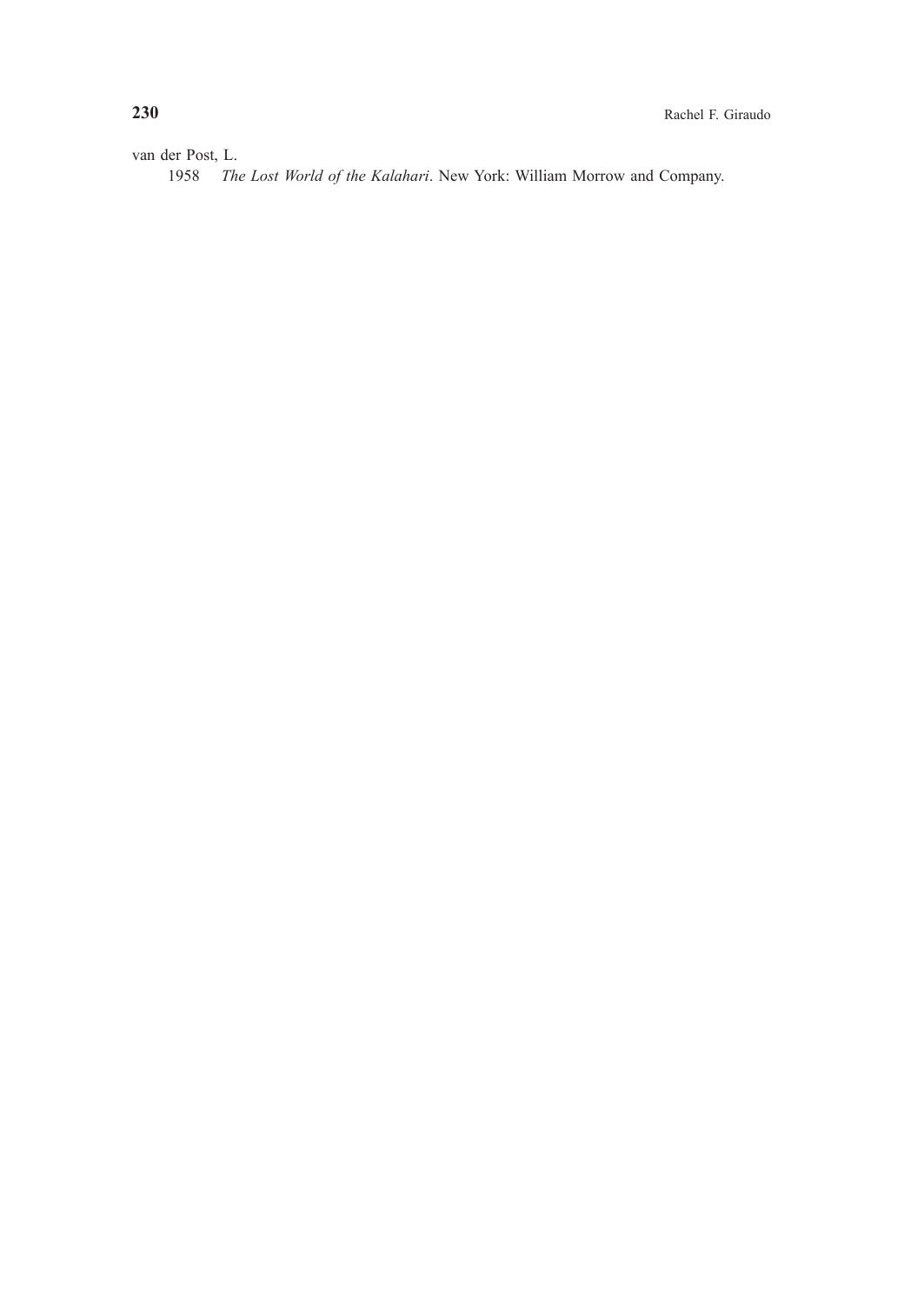van der Post, L.

1958 *The Lost World of the Kalahari*. New York: William Morrow and Company.